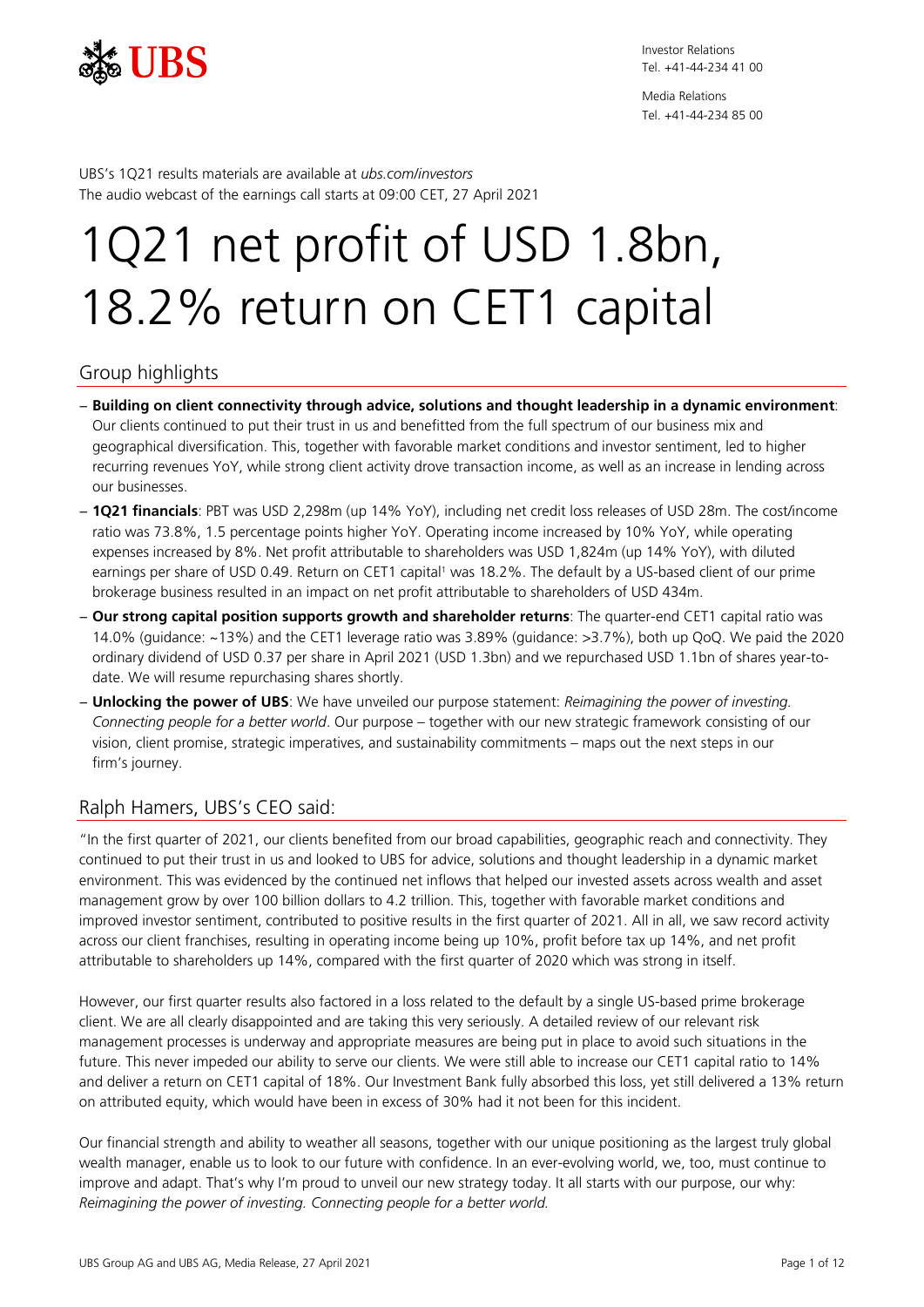Investor Relations
Tel. +41-44-234 41 00

Media Relations
Tel. +41-44-234 85 00

UBS's 1Q21 results materials are available at *ubs.com/investors*
The audio webcast of the earnings call starts at 09:00 CET, 27 April 2021

# 1Q21 net profit of USD 1.8bn, 18.2% return on CET1 capital

## Group highlights

- **Building on client connectivity through advice, solutions and thought leadership in a dynamic environment**: Our clients continued to put their trust in us and benefitted from the full spectrum of our business mix and geographical diversification. This, together with favorable market conditions and investor sentiment, led to higher recurring revenues YoY, while strong client activity drove transaction income, as well as an increase in lending across our businesses.
- **1Q21 financials**: PBT was USD 2,298m (up 14% YoY), including net credit loss releases of USD 28m. The cost/income ratio was 73.8%, 1.5 percentage points higher YoY. Operating income increased by 10% YoY, while operating expenses increased by 8%. Net profit attributable to shareholders was USD 1,824m (up 14% YoY), with diluted earnings per share of USD 0.49. Return on CET1 capital[1] was 18.2%. The default by a US-based client of our prime brokerage business resulted in an impact on net profit attributable to shareholders of USD 434m.
- **Our strong capital position supports growth and shareholder returns**: The quarter-end CET1 capital ratio was 14.0% (guidance: ~13%) and the CET1 leverage ratio was 3.89% (guidance: >3.7%), both up QoQ. We paid the 2020 ordinary dividend of USD 0.37 per share in April 2021 (USD 1.3bn) and we repurchased USD 1.1bn of shares year-to-date. We will resume repurchasing shares shortly.
- **Unlocking the power of UBS**: We have unveiled our purpose statement: *Reimagining the power of investing. Connecting people for a better world*. Our purpose – together with our new strategic framework consisting of our vision, client promise, strategic imperatives, and sustainability commitments – maps out the next steps in our firm's journey.

## Ralph Hamers, UBS's CEO said:

"In the first quarter of 2021, our clients benefited from our broad capabilities, geographic reach and connectivity. They continued to put their trust in us and looked to UBS for advice, solutions and thought leadership in a dynamic market environment. This was evidenced by the continued net inflows that helped our invested assets across wealth and asset management grow by over 100 billion dollars to 4.2 trillion. This, together with favorable market conditions and improved investor sentiment, contributed to positive results in the first quarter of 2021. All in all, we saw record activity across our client franchises, resulting in operating income being up 10%, profit before tax up 14%, and net profit attributable to shareholders up 14%, compared with the first quarter of 2020 which was strong in itself.

However, our first quarter results also factored in a loss related to the default by a single US-based prime brokerage client. We are all clearly disappointed and are taking this very seriously. A detailed review of our relevant risk management processes is underway and appropriate measures are being put in place to avoid such situations in the future. This never impeded our ability to serve our clients. We were still able to increase our CET1 capital ratio to 14% and deliver a return on CET1 capital of 18%. Our Investment Bank fully absorbed this loss, yet still delivered a 13% return on attributed equity, which would have been in excess of 30% had it not been for this incident.

Our financial strength and ability to weather all seasons, together with our unique positioning as the largest truly global wealth manager, enable us to look to our future with confidence. In an ever-evolving world, we, too, must continue to improve and adapt. That's why I'm proud to unveil our new strategy today. It all starts with our purpose, our why: *Reimagining the power of investing. Connecting people for a better world.*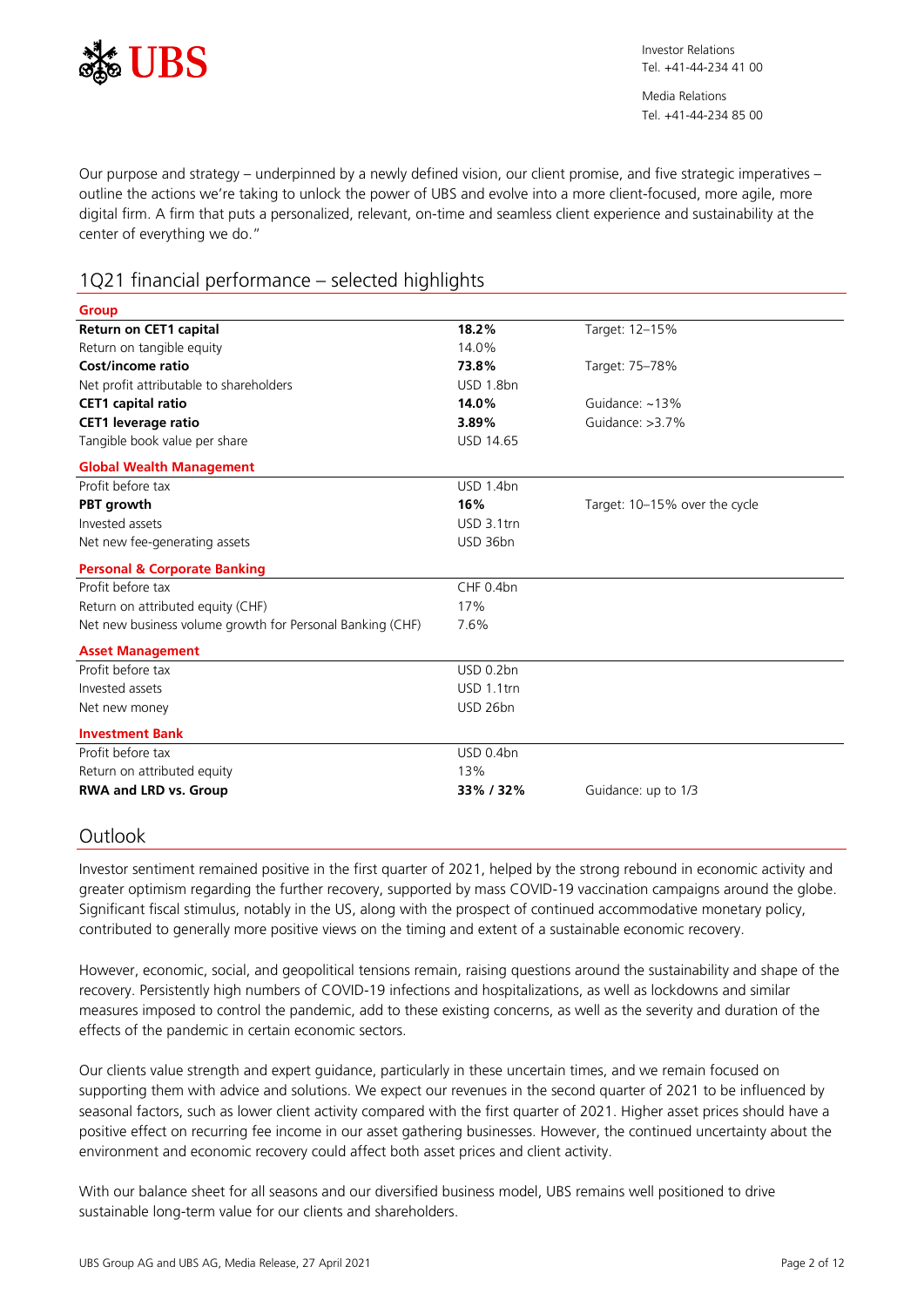Our purpose and strategy – underpinned by a newly defined vision, our client promise, and five strategic imperatives – outline the actions we're taking to unlock the power of UBS and evolve into a more client-focused, more agile, more digital firm. A firm that puts a personalized, relevant, on-time and seamless client experience and sustainability at the center of everything we do."

## 1Q21 financial performance – selected highlights

| **Group** | | |
|---|---|---|
| **Return on CET1 capital** | **18.2%** | Target: 12–15% |
| Return on tangible equity | 14.0% | |
| **Cost/income ratio** | **73.8%** | Target: 75–78% |
| Net profit attributable to shareholders | USD 1.8bn | |
| **CET1 capital ratio** | **14.0%** | Guidance: ~13% |
| **CET1 leverage ratio** | **3.89%** | Guidance: >3.7% |
| Tangible book value per share | USD 14.65 | |
| **Global Wealth Management** | | |
| Profit before tax | USD 1.4bn | |
| **PBT growth** | **16%** | Target: 10–15% over the cycle |
| Invested assets | USD 3.1trn | |
| Net new fee-generating assets | USD 36bn | |
| **Personal & Corporate Banking** | | |
| Profit before tax | CHF 0.4bn | |
| Return on attributed equity (CHF) | 17% | |
| Net new business volume growth for Personal Banking (CHF) | 7.6% | |
| **Asset Management** | | |
| Profit before tax | USD 0.2bn | |
| Invested assets | USD 1.1trn | |
| Net new money | USD 26bn | |
| **Investment Bank** | | |
| Profit before tax | USD 0.4bn | |
| Return on attributed equity | 13% | |
| **RWA and LRD vs. Group** | **33% / 32%** | Guidance: up to 1/3 |

## Outlook

Investor sentiment remained positive in the first quarter of 2021, helped by the strong rebound in economic activity and greater optimism regarding the further recovery, supported by mass COVID-19 vaccination campaigns around the globe. Significant fiscal stimulus, notably in the US, along with the prospect of continued accommodative monetary policy, contributed to generally more positive views on the timing and extent of a sustainable economic recovery.

However, economic, social, and geopolitical tensions remain, raising questions around the sustainability and shape of the recovery. Persistently high numbers of COVID-19 infections and hospitalizations, as well as lockdowns and similar measures imposed to control the pandemic, add to these existing concerns, as well as the severity and duration of the effects of the pandemic in certain economic sectors.

Our clients value strength and expert guidance, particularly in these uncertain times, and we remain focused on supporting them with advice and solutions. We expect our revenues in the second quarter of 2021 to be influenced by seasonal factors, such as lower client activity compared with the first quarter of 2021. Higher asset prices should have a positive effect on recurring fee income in our asset gathering businesses. However, the continued uncertainty about the environment and economic recovery could affect both asset prices and client activity.

With our balance sheet for all seasons and our diversified business model, UBS remains well positioned to drive sustainable long-term value for our clients and shareholders.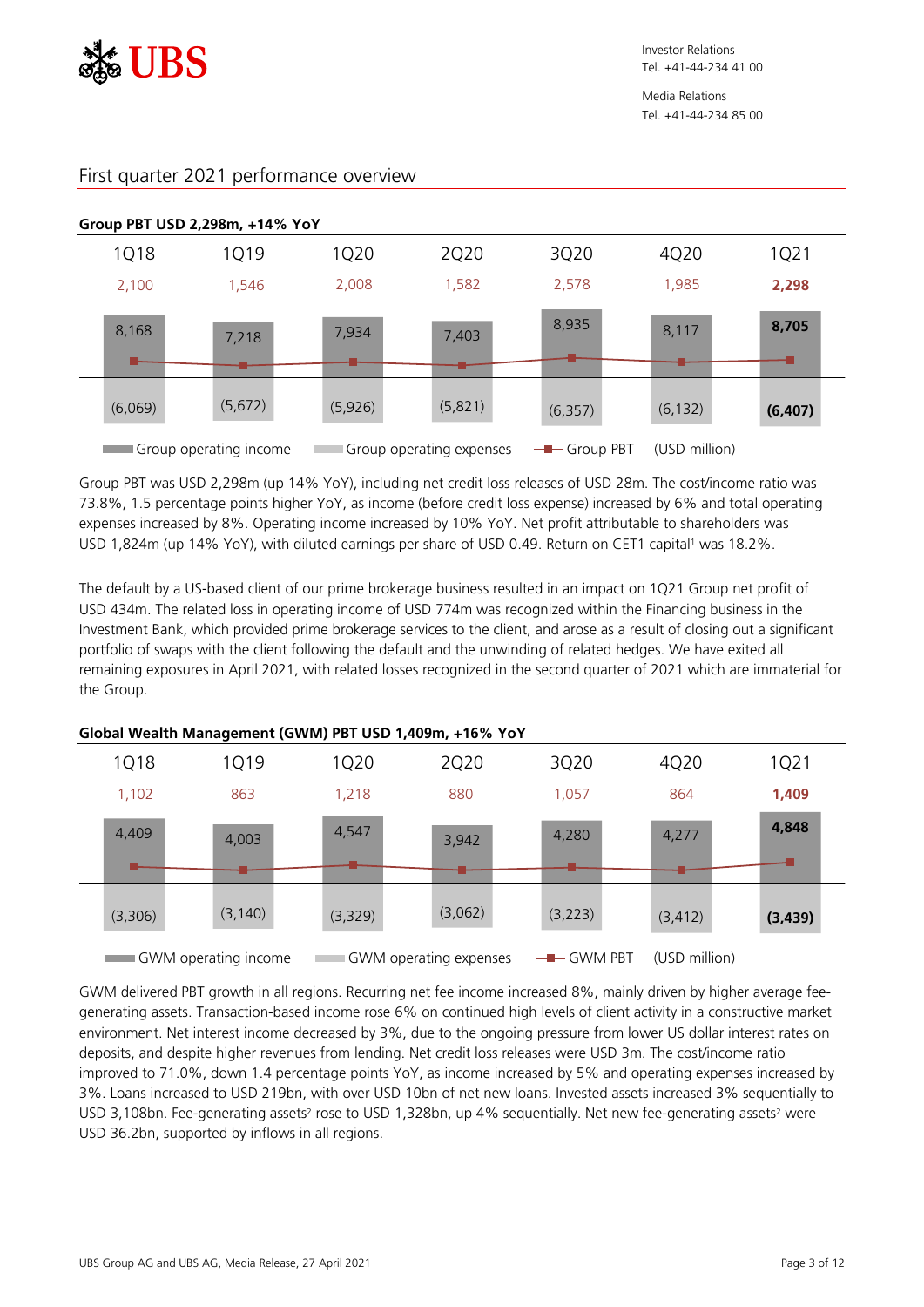## First quarter 2021 performance overview

**Group PBT USD 2,298m, +14% YoY**

| | 1Q18 | 1Q19 | 1Q20 | 2Q20 | 3Q20 | 4Q20 | 1Q21 |
|---|---|---|---|---|---|---|---|
| Group PBT | 2,100 | 1,546 | 2,008 | 1,582 | 2,578 | 1,985 | **2,298** |
| Group operating income | 8,168 | 7,218 | 7,934 | 7,403 | 8,935 | 8,117 | **8,705** |
| Group operating expenses | (6,069) | (5,672) | (5,926) | (5,821) | (6,357) | (6,132) | **(6,407)** |

(USD million)

Group PBT was USD 2,298m (up 14% YoY), including net credit loss releases of USD 28m. The cost/income ratio was 73.8%, 1.5 percentage points higher YoY, as income (before credit loss expense) increased by 6% and total operating expenses increased by 8%. Operating income increased by 10% YoY. Net profit attributable to shareholders was USD 1,824m (up 14% YoY), with diluted earnings per share of USD 0.49. Return on CET1 capital[1] was 18.2%.

The default by a US-based client of our prime brokerage business resulted in an impact on 1Q21 Group net profit of USD 434m. The related loss in operating income of USD 774m was recognized within the Financing business in the Investment Bank, which provided prime brokerage services to the client, and arose as a result of closing out a significant portfolio of swaps with the client following the default and the unwinding of related hedges. We have exited all remaining exposures in April 2021, with related losses recognized in the second quarter of 2021 which are immaterial for the Group.

**Global Wealth Management (GWM) PBT USD 1,409m, +16% YoY**

| | 1Q18 | 1Q19 | 1Q20 | 2Q20 | 3Q20 | 4Q20 | 1Q21 |
|---|---|---|---|---|---|---|---|
| GWM PBT | 1,102 | 863 | 1,218 | 880 | 1,057 | 864 | **1,409** |
| GWM operating income | 4,409 | 4,003 | 4,547 | 3,942 | 4,280 | 4,277 | **4,848** |
| GWM operating expenses | (3,306) | (3,140) | (3,329) | (3,062) | (3,223) | (3,412) | **(3,439)** |

(USD million)

GWM delivered PBT growth in all regions. Recurring net fee income increased 8%, mainly driven by higher average fee-generating assets. Transaction-based income rose 6% on continued high levels of client activity in a constructive market environment. Net interest income decreased by 3%, due to the ongoing pressure from lower US dollar interest rates on deposits, and despite higher revenues from lending. Net credit loss releases were USD 3m. The cost/income ratio improved to 71.0%, down 1.4 percentage points YoY, as income increased by 5% and operating expenses increased by 3%. Loans increased to USD 219bn, with over USD 10bn of net new loans. Invested assets increased 3% sequentially to USD 3,108bn. Fee-generating assets[2] rose to USD 1,328bn, up 4% sequentially. Net new fee-generating assets[2] were USD 36.2bn, supported by inflows in all regions.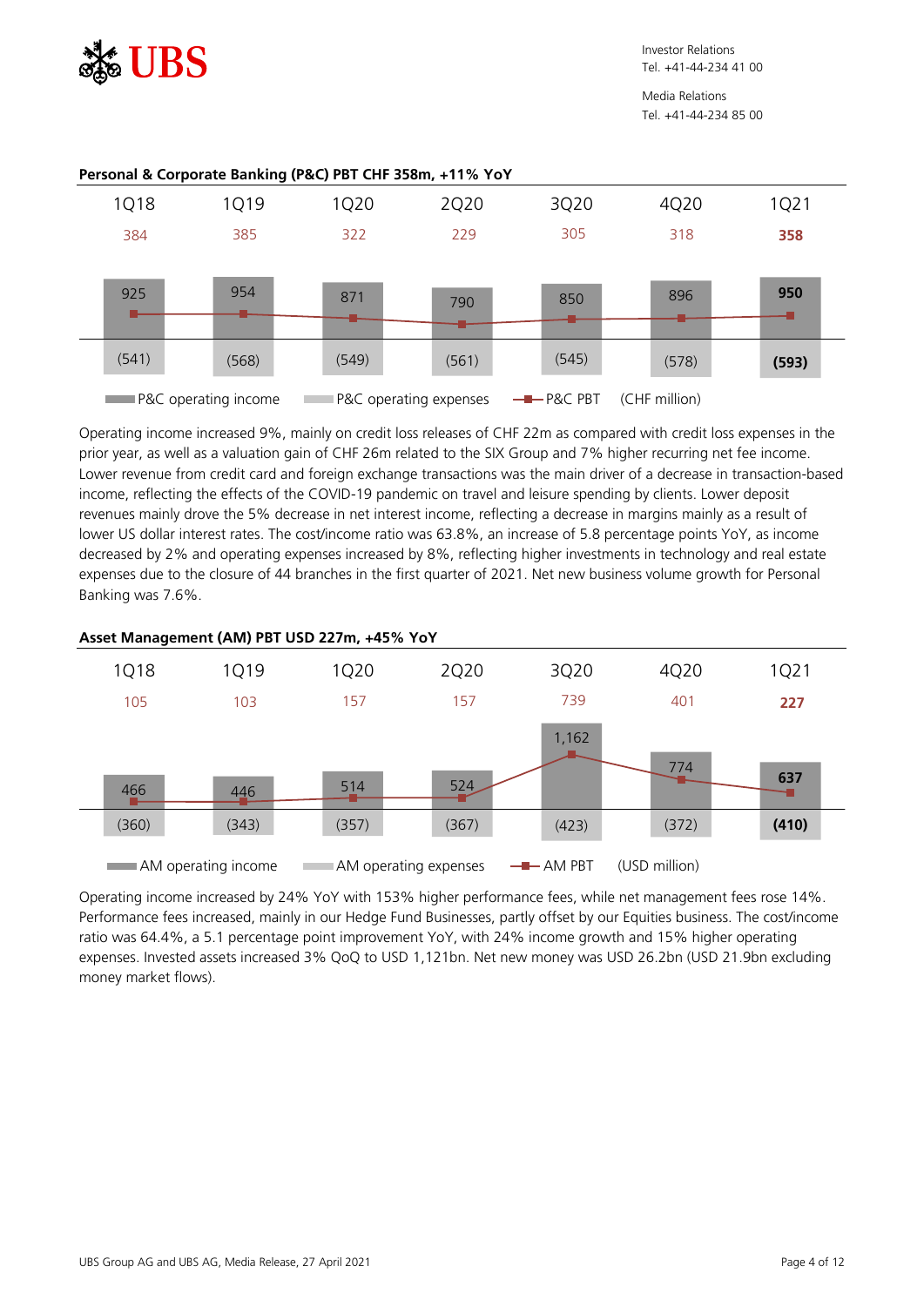**Personal & Corporate Banking (P&C) PBT CHF 358m, +11% YoY**

| | 1Q18 | 1Q19 | 1Q20 | 2Q20 | 3Q20 | 4Q20 | 1Q21 |
|---|---|---|---|---|---|---|---|
| P&C PBT | 384 | 385 | 322 | 229 | 305 | 318 | **358** |
| P&C operating income | 925 | 954 | 871 | 790 | 850 | 896 | **950** |
| P&C operating expenses | (541) | (568) | (549) | (561) | (545) | (578) | **(593)** |

(CHF million)

Operating income increased 9%, mainly on credit loss releases of CHF 22m as compared with credit loss expenses in the prior year, as well as a valuation gain of CHF 26m related to the SIX Group and 7% higher recurring net fee income. Lower revenue from credit card and foreign exchange transactions was the main driver of a decrease in transaction-based income, reflecting the effects of the COVID-19 pandemic on travel and leisure spending by clients. Lower deposit revenues mainly drove the 5% decrease in net interest income, reflecting a decrease in margins mainly as a result of lower US dollar interest rates. The cost/income ratio was 63.8%, an increase of 5.8 percentage points YoY, as income decreased by 2% and operating expenses increased by 8%, reflecting higher investments in technology and real estate expenses due to the closure of 44 branches in the first quarter of 2021. Net new business volume growth for Personal Banking was 7.6%.

**Asset Management (AM) PBT USD 227m, +45% YoY**

| | 1Q18 | 1Q19 | 1Q20 | 2Q20 | 3Q20 | 4Q20 | 1Q21 |
|---|---|---|---|---|---|---|---|
| AM PBT | 105 | 103 | 157 | 157 | 739 | 401 | **227** |
| AM operating income | 466 | 446 | 514 | 524 | 1,162 | 774 | **637** |
| AM operating expenses | (360) | (343) | (357) | (367) | (423) | (372) | **(410)** |

(USD million)

Operating income increased by 24% YoY with 153% higher performance fees, while net management fees rose 14%. Performance fees increased, mainly in our Hedge Fund Businesses, partly offset by our Equities business. The cost/income ratio was 64.4%, a 5.1 percentage point improvement YoY, with 24% income growth and 15% higher operating expenses. Invested assets increased 3% QoQ to USD 1,121bn. Net new money was USD 26.2bn (USD 21.9bn excluding money market flows).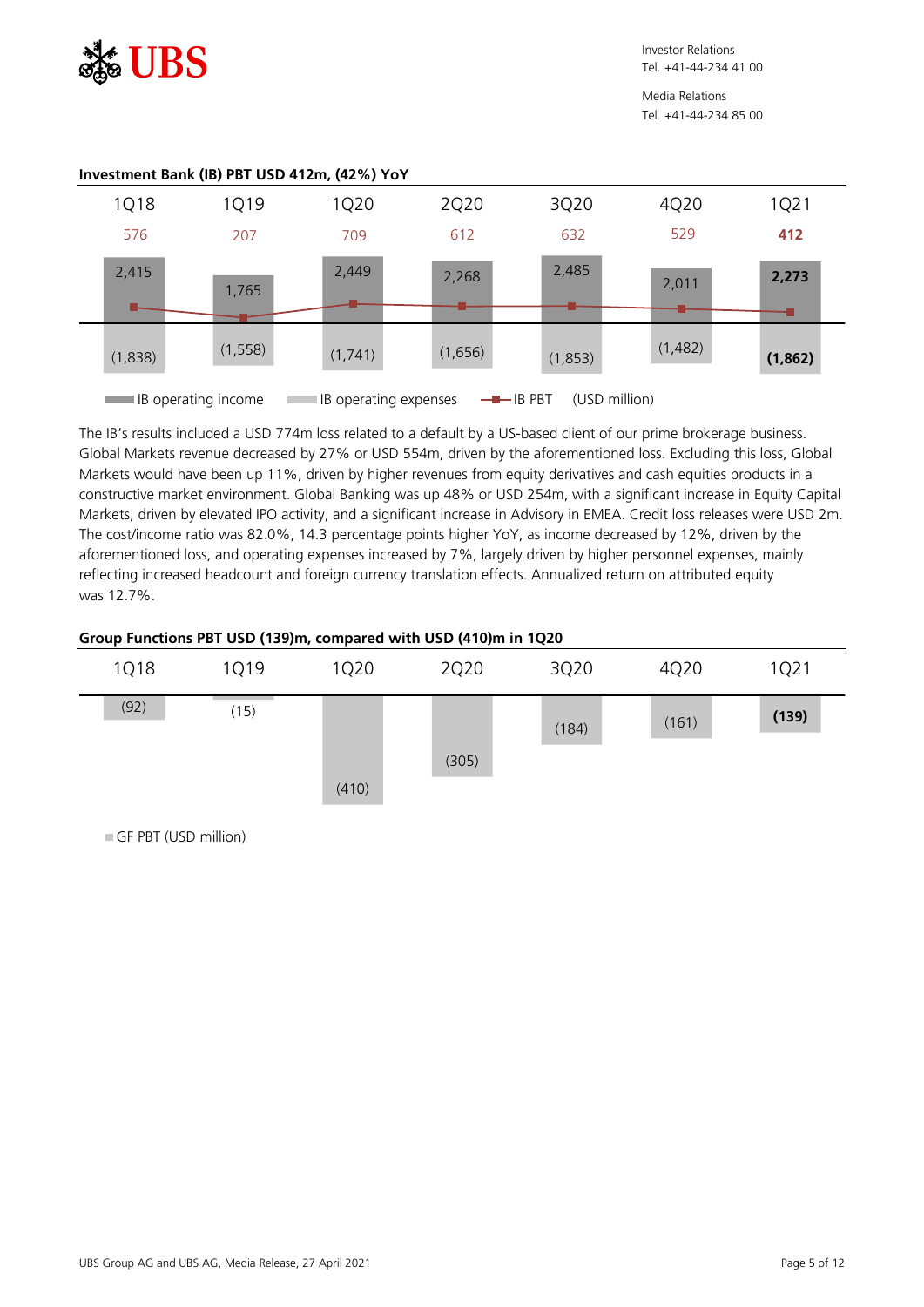**Investment Bank (IB) PBT USD 412m, (42%) YoY**

| | 1Q18 | 1Q19 | 1Q20 | 2Q20 | 3Q20 | 4Q20 | 1Q21 |
|---|---|---|---|---|---|---|---|
| IB PBT | 576 | 207 | 709 | 612 | 632 | 529 | **412** |
| IB operating income | 2,415 | 1,765 | 2,449 | 2,268 | 2,485 | 2,011 | **2,273** |
| IB operating expenses | (1,838) | (1,558) | (1,741) | (1,656) | (1,853) | (1,482) | **(1,862)** |

IB operating income, IB operating expenses, IB PBT (USD million)

The IB's results included a USD 774m loss related to a default by a US-based client of our prime brokerage business. Global Markets revenue decreased by 27% or USD 554m, driven by the aforementioned loss. Excluding this loss, Global Markets would have been up 11%, driven by higher revenues from equity derivatives and cash equities products in a constructive market environment. Global Banking was up 48% or USD 254m, with a significant increase in Equity Capital Markets, driven by elevated IPO activity, and a significant increase in Advisory in EMEA. Credit loss releases were USD 2m. The cost/income ratio was 82.0%, 14.3 percentage points higher YoY, as income decreased by 12%, driven by the aforementioned loss, and operating expenses increased by 7%, largely driven by higher personnel expenses, mainly reflecting increased headcount and foreign currency translation effects. Annualized return on attributed equity was 12.7%.

**Group Functions PBT USD (139)m, compared with USD (410)m in 1Q20**

| | 1Q18 | 1Q19 | 1Q20 | 2Q20 | 3Q20 | 4Q20 | 1Q21 |
|---|---|---|---|---|---|---|---|
| GF PBT | (92) | (15) | (410) | (305) | (184) | (161) | **(139)** |

GF PBT (USD million)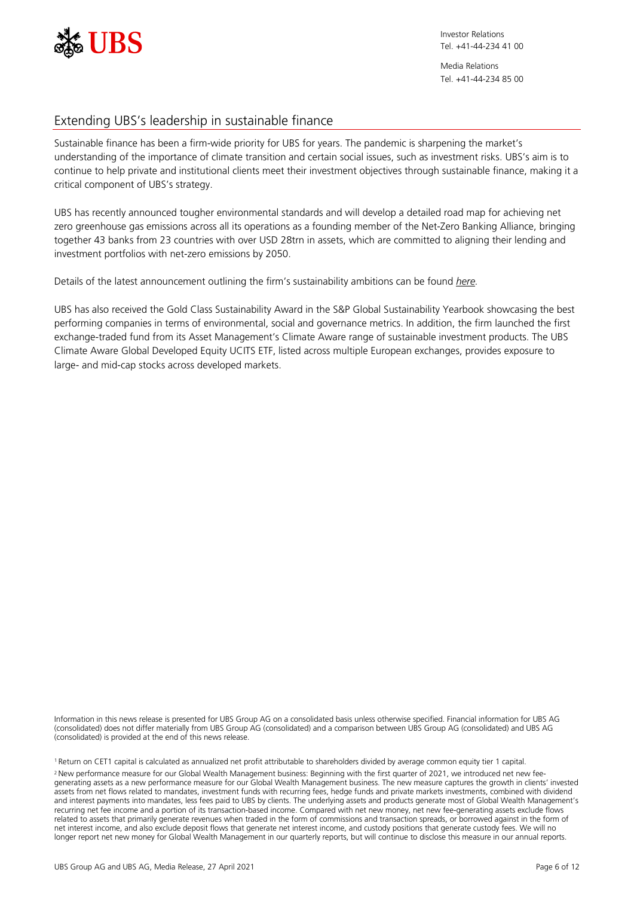## Extending UBS's leadership in sustainable finance

Sustainable finance has been a firm-wide priority for UBS for years. The pandemic is sharpening the market's understanding of the importance of climate transition and certain social issues, such as investment risks. UBS's aim is to continue to help private and institutional clients meet their investment objectives through sustainable finance, making it a critical component of UBS's strategy.

UBS has recently announced tougher environmental standards and will develop a detailed road map for achieving net zero greenhouse gas emissions across all its operations as a founding member of the Net-Zero Banking Alliance, bringing together 43 banks from 23 countries with over USD 28trn in assets, which are committed to aligning their lending and investment portfolios with net-zero emissions by 2050.

Details of the latest announcement outlining the firm's sustainability ambitions can be found *here*.

UBS has also received the Gold Class Sustainability Award in the S&P Global Sustainability Yearbook showcasing the best performing companies in terms of environmental, social and governance metrics. In addition, the firm launched the first exchange-traded fund from its Asset Management's Climate Aware range of sustainable investment products. The UBS Climate Aware Global Developed Equity UCITS ETF, listed across multiple European exchanges, provides exposure to large- and mid-cap stocks across developed markets.

Information in this news release is presented for UBS Group AG on a consolidated basis unless otherwise specified. Financial information for UBS AG (consolidated) does not differ materially from UBS Group AG (consolidated) and a comparison between UBS Group AG (consolidated) and UBS AG (consolidated) is provided at the end of this news release.

[1] Return on CET1 capital is calculated as annualized net profit attributable to shareholders divided by average common equity tier 1 capital.

[2] New performance measure for our Global Wealth Management business: Beginning with the first quarter of 2021, we introduced net new fee-generating assets as a new performance measure for our Global Wealth Management business. The new measure captures the growth in clients' invested assets from net flows related to mandates, investment funds with recurring fees, hedge funds and private markets investments, combined with dividend and interest payments into mandates, less fees paid to UBS by clients. The underlying assets and products generate most of Global Wealth Management's recurring net fee income and a portion of its transaction-based income. Compared with net new money, net new fee-generating assets exclude flows related to assets that primarily generate revenues when traded in the form of commissions and transaction spreads, or borrowed against in the form of net interest income, and also exclude deposit flows that generate net interest income, and custody positions that generate custody fees. We will no longer report net new money for Global Wealth Management in our quarterly reports, but will continue to disclose this measure in our annual reports.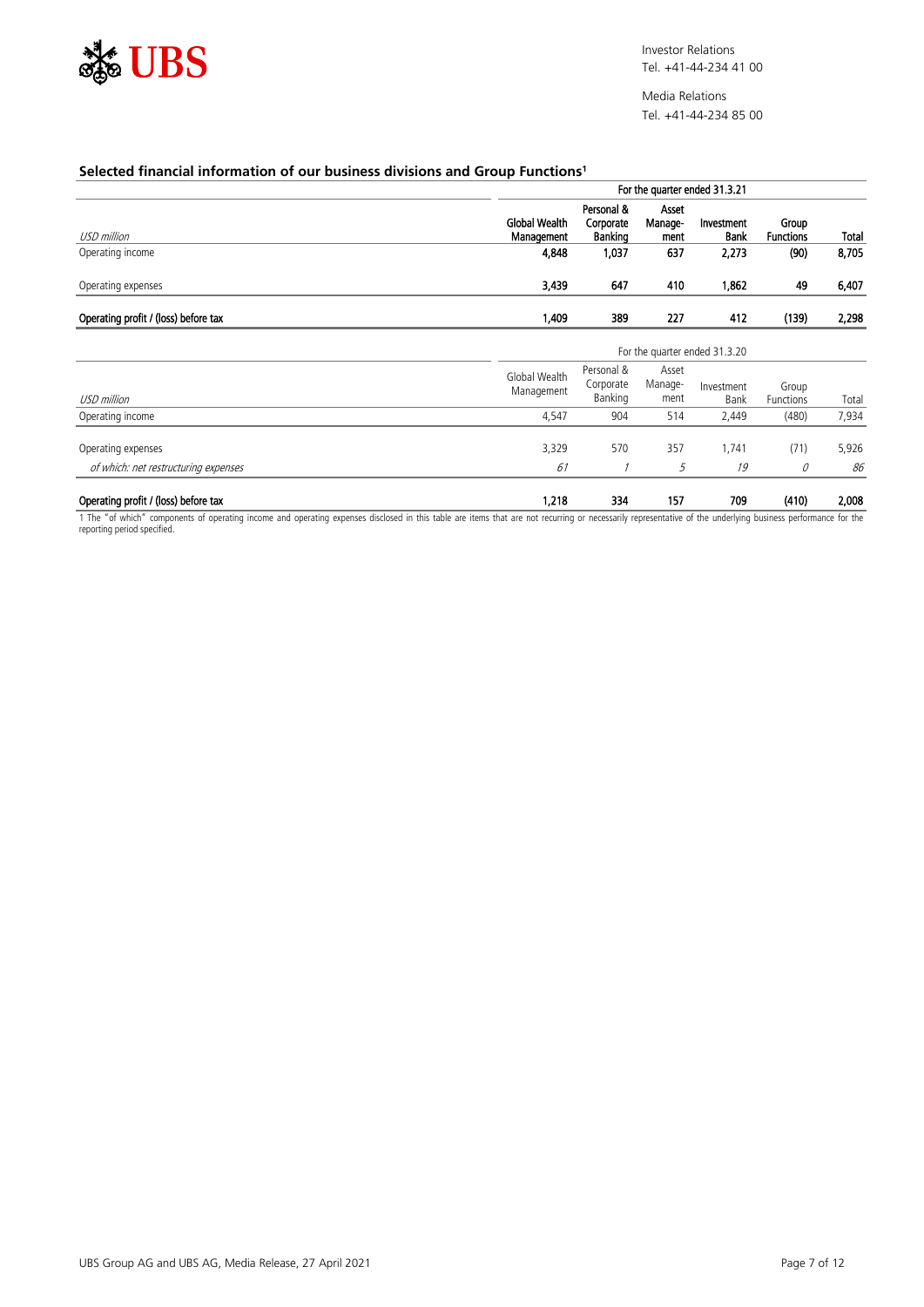Investor Relations
Tel. +41-44-234 41 00

Media Relations
Tel. +41-44-234 85 00

## Selected financial information of our business divisions and Group Functions[1]

| | For the quarter ended 31.3.21 | | | | | |
|---|---|---|---|---|---|---|
| *USD million* | **Global Wealth Management** | **Personal & Corporate Banking** | **Asset Manage-ment** | **Investment Bank** | **Group Functions** | **Total** |
| Operating income | **4,848** | **1,037** | **637** | **2,273** | **(90)** | **8,705** |
| Operating expenses | **3,439** | **647** | **410** | **1,862** | **49** | **6,407** |
| **Operating profit / (loss) before tax** | **1,409** | **389** | **227** | **412** | **(139)** | **2,298** |

| | For the quarter ended 31.3.20 | | | | | |
|---|---|---|---|---|---|---|
| *USD million* | Global Wealth Management | Personal & Corporate Banking | Asset Manage-ment | Investment Bank | Group Functions | Total |
| Operating income | 4,547 | 904 | 514 | 2,449 | (480) | 7,934 |
| Operating expenses | 3,329 | 570 | 357 | 1,741 | (71) | 5,926 |
| *of which: net restructuring expenses* | *61* | *1* | *5* | *19* | *0* | *86* |
| **Operating profit / (loss) before tax** | **1,218** | **334** | **157** | **709** | **(410)** | **2,008** |

1 The "of which" components of operating income and operating expenses disclosed in this table are items that are not recurring or necessarily representative of the underlying business performance for the reporting period specified.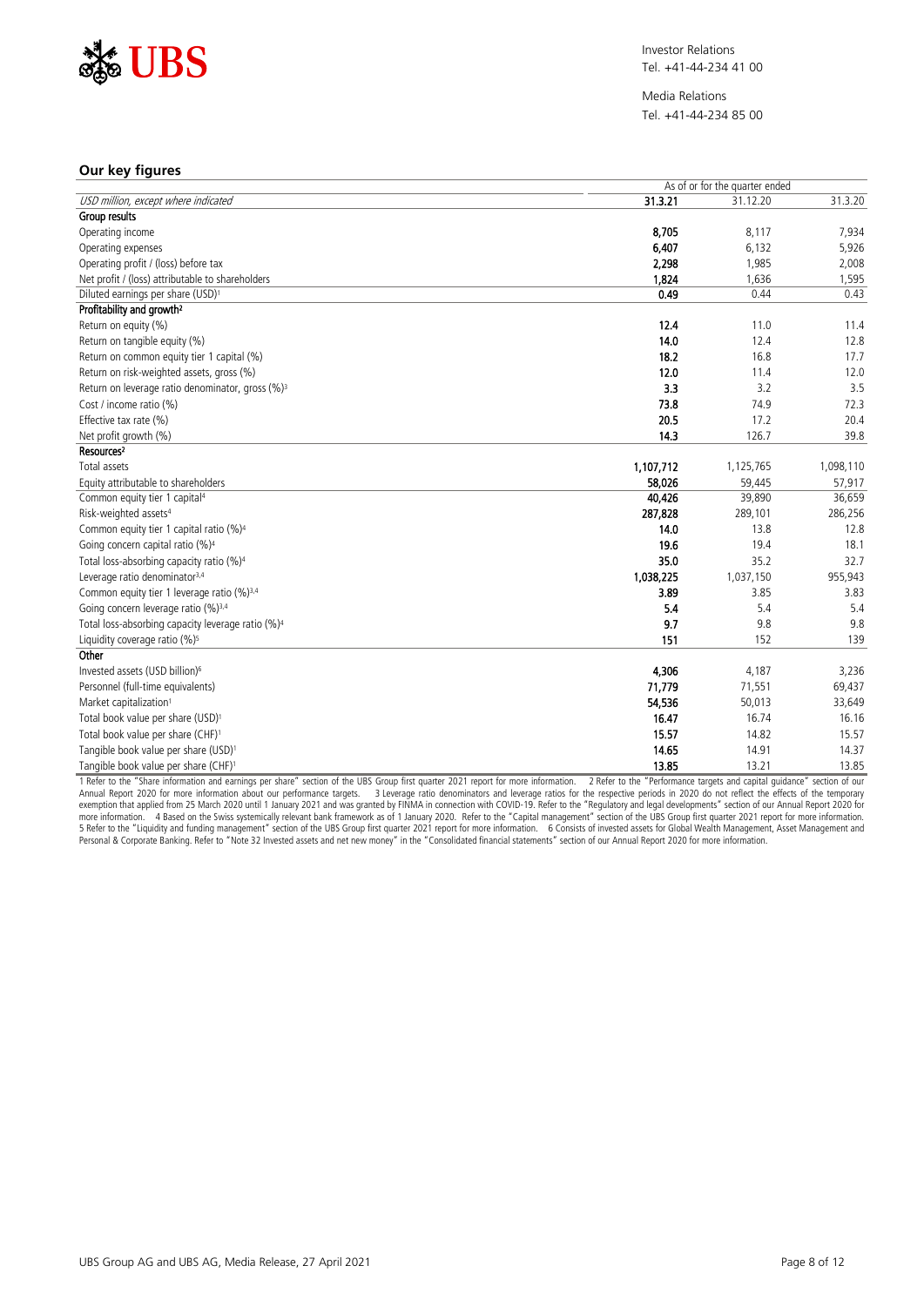Investor Relations
Tel. +41-44-234 41 00

Media Relations
Tel. +41-44-234 85 00

## Our key figures

| | As of or for the quarter ended | | |
|---|---|---|---|
| *USD million, except where indicated* | **31.3.21** | 31.12.20 | 31.3.20 |
| **Group results** | | | |
| Operating income | **8,705** | 8,117 | 7,934 |
| Operating expenses | **6,407** | 6,132 | 5,926 |
| Operating profit / (loss) before tax | **2,298** | 1,985 | 2,008 |
| Net profit / (loss) attributable to shareholders | **1,824** | 1,636 | 1,595 |
| Diluted earnings per share (USD)[1] | **0.49** | 0.44 | 0.43 |
| **Profitability and growth[2]** | | | |
| Return on equity (%) | **12.4** | 11.0 | 11.4 |
| Return on tangible equity (%) | **14.0** | 12.4 | 12.8 |
| Return on common equity tier 1 capital (%) | **18.2** | 16.8 | 17.7 |
| Return on risk-weighted assets, gross (%) | **12.0** | 11.4 | 12.0 |
| Return on leverage ratio denominator, gross (%)[3] | **3.3** | 3.2 | 3.5 |
| Cost / income ratio (%) | **73.8** | 74.9 | 72.3 |
| Effective tax rate (%) | **20.5** | 17.2 | 20.4 |
| Net profit growth (%) | **14.3** | 126.7 | 39.8 |
| **Resources[2]** | | | |
| Total assets | **1,107,712** | 1,125,765 | 1,098,110 |
| Equity attributable to shareholders | **58,026** | 59,445 | 57,917 |
| Common equity tier 1 capital[4] | **40,426** | 39,890 | 36,659 |
| Risk-weighted assets[4] | **287,828** | 289,101 | 286,256 |
| Common equity tier 1 capital ratio (%)[4] | **14.0** | 13.8 | 12.8 |
| Going concern capital ratio (%)[4] | **19.6** | 19.4 | 18.1 |
| Total loss-absorbing capacity ratio (%)[4] | **35.0** | 35.2 | 32.7 |
| Leverage ratio denominator[3,4] | **1,038,225** | 1,037,150 | 955,943 |
| Common equity tier 1 leverage ratio (%)[3,4] | **3.89** | 3.85 | 3.83 |
| Going concern leverage ratio (%)[3,4] | **5.4** | 5.4 | 5.4 |
| Total loss-absorbing capacity leverage ratio (%)[4] | **9.7** | 9.8 | 9.8 |
| Liquidity coverage ratio (%)[5] | **151** | 152 | 139 |
| **Other** | | | |
| Invested assets (USD billion)[6] | **4,306** | 4,187 | 3,236 |
| Personnel (full-time equivalents) | **71,779** | 71,551 | 69,437 |
| Market capitalization[1] | **54,536** | 50,013 | 33,649 |
| Total book value per share (USD)[1] | **16.47** | 16.74 | 16.16 |
| Total book value per share (CHF)[1] | **15.57** | 14.82 | 15.57 |
| Tangible book value per share (USD)[1] | **14.65** | 14.91 | 14.37 |
| Tangible book value per share (CHF)[1] | **13.85** | 13.21 | 13.85 |

1 Refer to the "Share information and earnings per share" section of the UBS Group first quarter 2021 report for more information. 2 Refer to the "Performance targets and capital guidance" section of our Annual Report 2020 for more information about our performance targets. 3 Leverage ratio denominators and leverage ratios for the respective periods in 2020 do not reflect the effects of the temporary exemption that applied from 25 March 2020 until 1 January 2021 and was granted by FINMA in connection with COVID-19. Refer to the "Regulatory and legal developments" section of our Annual Report 2020 for more information. 4 Based on the Swiss systemically relevant bank framework as of 1 January 2020. Refer to the "Capital management" section of the UBS Group first quarter 2021 report for more information. 5 Refer to the "Liquidity and funding management" section of the UBS Group first quarter 2021 report for more information. 6 Consists of invested assets for Global Wealth Management, Asset Management and Personal & Corporate Banking. Refer to "Note 32 Invested assets and net new money" in the "Consolidated financial statements" section of our Annual Report 2020 for more information.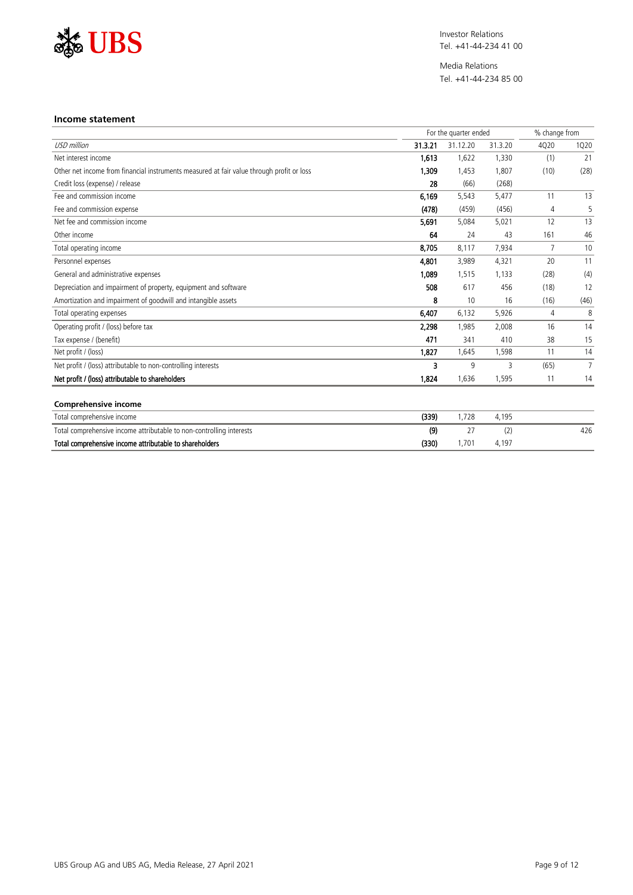Investor Relations
Tel. +41-44-234 41 00

Media Relations
Tel. +41-44-234 85 00

### Income statement

| | For the quarter ended | | | % change from | |
|---|---|---|---|---|---|
| *USD million* | **31.3.21** | 31.12.20 | 31.3.20 | 4Q20 | 1Q20 |
| Net interest income | **1,613** | 1,622 | 1,330 | (1) | 21 |
| Other net income from financial instruments measured at fair value through profit or loss | **1,309** | 1,453 | 1,807 | (10) | (28) |
| Credit loss (expense) / release | **28** | (66) | (268) | | |
| Fee and commission income | **6,169** | 5,543 | 5,477 | 11 | 13 |
| Fee and commission expense | **(478)** | (459) | (456) | 4 | 5 |
| Net fee and commission income | **5,691** | 5,084 | 5,021 | 12 | 13 |
| Other income | **64** | 24 | 43 | 161 | 46 |
| Total operating income | **8,705** | 8,117 | 7,934 | 7 | 10 |
| Personnel expenses | **4,801** | 3,989 | 4,321 | 20 | 11 |
| General and administrative expenses | **1,089** | 1,515 | 1,133 | (28) | (4) |
| Depreciation and impairment of property, equipment and software | **508** | 617 | 456 | (18) | 12 |
| Amortization and impairment of goodwill and intangible assets | **8** | 10 | 16 | (16) | (46) |
| Total operating expenses | **6,407** | 6,132 | 5,926 | 4 | 8 |
| Operating profit / (loss) before tax | **2,298** | 1,985 | 2,008 | 16 | 14 |
| Tax expense / (benefit) | **471** | 341 | 410 | 38 | 15 |
| Net profit / (loss) | **1,827** | 1,645 | 1,598 | 11 | 14 |
| Net profit / (loss) attributable to non-controlling interests | **3** | 9 | 3 | (65) | 7 |
| **Net profit / (loss) attributable to shareholders** | **1,824** | 1,636 | 1,595 | 11 | 14 |

### Comprehensive income

| | | | | | |
|---|---|---|---|---|---|
| Total comprehensive income | **(339)** | 1,728 | 4,195 | | |
| Total comprehensive income attributable to non-controlling interests | **(9)** | 27 | (2) | | 426 |
| **Total comprehensive income attributable to shareholders** | **(330)** | 1,701 | 4,197 | | |

UBS Group AG and UBS AG, Media Release, 27 April 2021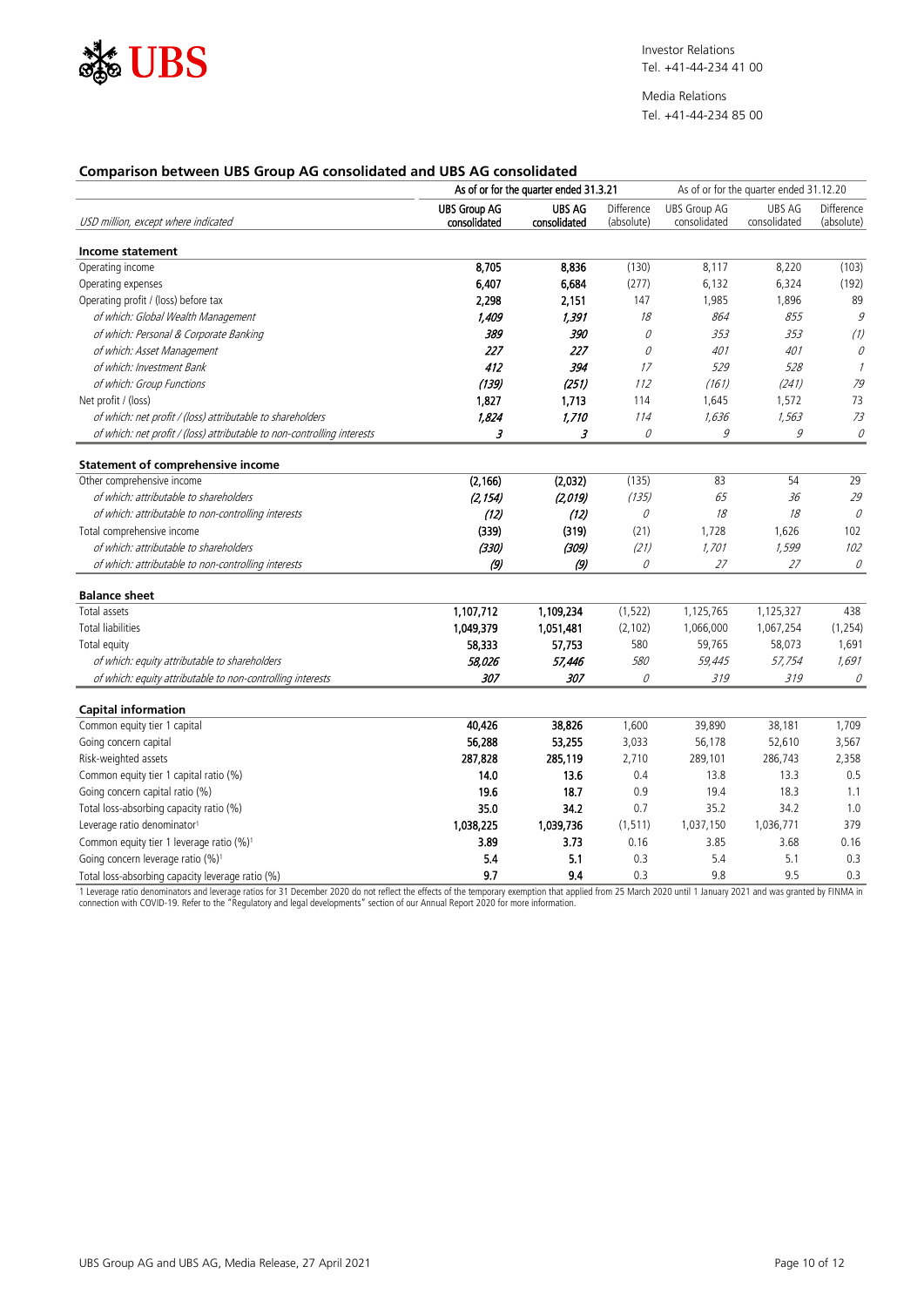Investor Relations
Tel. +41-44-234 41 00

Media Relations
Tel. +41-44-234 85 00

## Comparison between UBS Group AG consolidated and UBS AG consolidated

| USD million, except where indicated | As of or for the quarter ended 31.3.21 | | | As of or for the quarter ended 31.12.20 | | |
|---|---|---|---|---|---|---|
| | **UBS Group AG consolidated** | **UBS AG consolidated** | Difference (absolute) | UBS Group AG consolidated | UBS AG consolidated | Difference (absolute) |
| **Income statement** | | | | | | |
| Operating income | **8,705** | **8,836** | (130) | 8,117 | 8,220 | (103) |
| Operating expenses | **6,407** | **6,684** | (277) | 6,132 | 6,324 | (192) |
| Operating profit / (loss) before tax | **2,298** | **2,151** | 147 | 1,985 | 1,896 | 89 |
| *of which: Global Wealth Management* | ***1,409*** | ***1,391*** | *18* | *864* | *855* | *9* |
| *of which: Personal & Corporate Banking* | ***389*** | ***390*** | *0* | *353* | *353* | *(1)* |
| *of which: Asset Management* | ***227*** | ***227*** | *0* | *401* | *401* | *0* |
| *of which: Investment Bank* | ***412*** | ***394*** | *17* | *529* | *528* | *1* |
| *of which: Group Functions* | ***(139)*** | ***(251)*** | *112* | *(161)* | *(241)* | *79* |
| Net profit / (loss) | **1,827** | **1,713** | 114 | 1,645 | 1,572 | 73 |
| *of which: net profit / (loss) attributable to shareholders* | ***1,824*** | ***1,710*** | *114* | *1,636* | *1,563* | *73* |
| *of which: net profit / (loss) attributable to non-controlling interests* | ***3*** | ***3*** | *0* | *9* | *9* | *0* |
| **Statement of comprehensive income** | | | | | | |
| Other comprehensive income | **(2,166)** | **(2,032)** | (135) | 83 | 54 | 29 |
| *of which: attributable to shareholders* | ***(2,154)*** | ***(2,019)*** | *(135)* | *65* | *36* | *29* |
| *of which: attributable to non-controlling interests* | ***(12)*** | ***(12)*** | *0* | *18* | *18* | *0* |
| Total comprehensive income | **(339)** | **(319)** | (21) | 1,728 | 1,626 | 102 |
| *of which: attributable to shareholders* | ***(330)*** | ***(309)*** | *(21)* | *1,701* | *1,599* | *102* |
| *of which: attributable to non-controlling interests* | ***(9)*** | ***(9)*** | *0* | *27* | *27* | *0* |
| **Balance sheet** | | | | | | |
| Total assets | **1,107,712** | **1,109,234** | (1,522) | 1,125,765 | 1,125,327 | 438 |
| Total liabilities | **1,049,379** | **1,051,481** | (2,102) | 1,066,000 | 1,067,254 | (1,254) |
| Total equity | **58,333** | **57,753** | 580 | 59,765 | 58,073 | 1,691 |
| *of which: equity attributable to shareholders* | ***58,026*** | ***57,446*** | *580* | *59,445* | *57,754* | *1,691* |
| *of which: equity attributable to non-controlling interests* | ***307*** | ***307*** | *0* | *319* | *319* | *0* |
| **Capital information** | | | | | | |
| Common equity tier 1 capital | **40,426** | **38,826** | 1,600 | 39,890 | 38,181 | 1,709 |
| Going concern capital | **56,288** | **53,255** | 3,033 | 56,178 | 52,610 | 3,567 |
| Risk-weighted assets | **287,828** | **285,119** | 2,710 | 289,101 | 286,743 | 2,358 |
| Common equity tier 1 capital ratio (%) | **14.0** | **13.6** | 0.4 | 13.8 | 13.3 | 0.5 |
| Going concern capital ratio (%) | **19.6** | **18.7** | 0.9 | 19.4 | 18.3 | 1.1 |
| Total loss-absorbing capacity ratio (%) | **35.0** | **34.2** | 0.7 | 35.2 | 34.2 | 1.0 |
| Leverage ratio denominator[1] | **1,038,225** | **1,039,736** | (1,511) | 1,037,150 | 1,036,771 | 379 |
| Common equity tier 1 leverage ratio (%)[1] | **3.89** | **3.73** | 0.16 | 3.85 | 3.68 | 0.16 |
| Going concern leverage ratio (%)[1] | **5.4** | **5.1** | 0.3 | 5.4 | 5.1 | 0.3 |
| Total loss-absorbing capacity leverage ratio (%) | **9.7** | **9.4** | 0.3 | 9.8 | 9.5 | 0.3 |

1 Leverage ratio denominators and leverage ratios for 31 December 2020 do not reflect the effects of the temporary exemption that applied from 25 March 2020 until 1 January 2021 and was granted by FINMA in connection with COVID-19. Refer to the "Regulatory and legal developments" section of our Annual Report 2020 for more information.

UBS Group AG and UBS AG, Media Release, 27 April 2021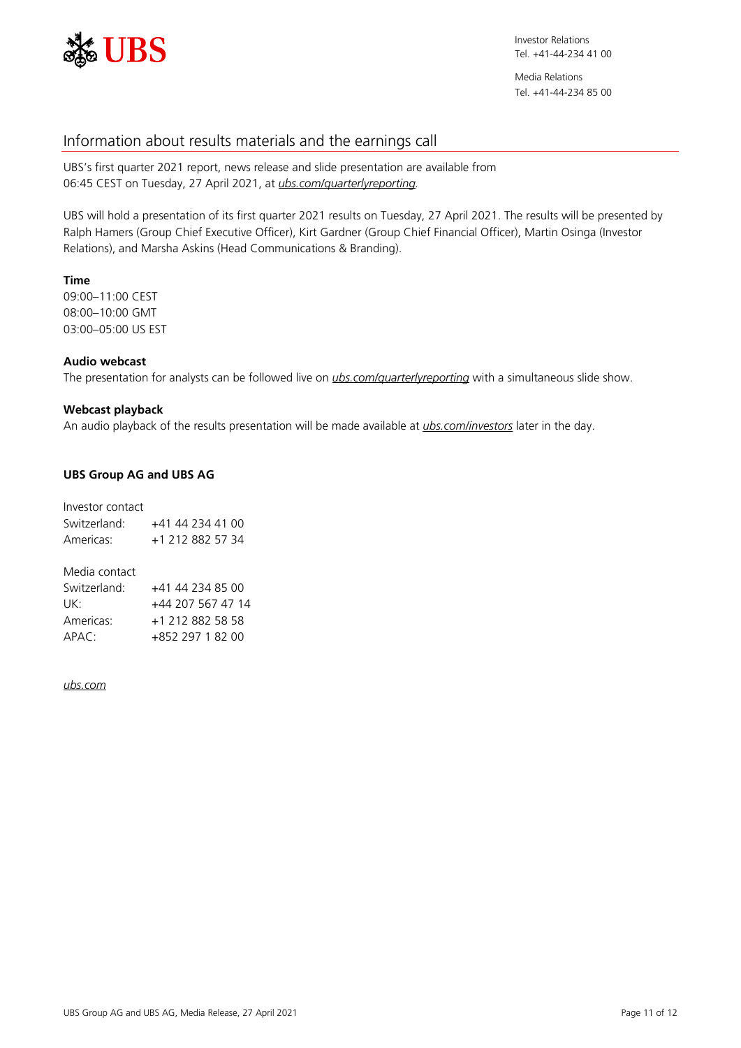Investor Relations
Tel. +41-44-234 41 00

Media Relations
Tel. +41-44-234 85 00

## Information about results materials and the earnings call

UBS's first quarter 2021 report, news release and slide presentation are available from 06:45 CEST on Tuesday, 27 April 2021, at *ubs.com/quarterlyreporting*.

UBS will hold a presentation of its first quarter 2021 results on Tuesday, 27 April 2021. The results will be presented by Ralph Hamers (Group Chief Executive Officer), Kirt Gardner (Group Chief Financial Officer), Martin Osinga (Investor Relations), and Marsha Askins (Head Communications & Branding).

**Time**
09:00–11:00 CEST
08:00–10:00 GMT
03:00–05:00 US EST

**Audio webcast**
The presentation for analysts can be followed live on *ubs.com/quarterlyreporting* with a simultaneous slide show.

**Webcast playback**
An audio playback of the results presentation will be made available at *ubs.com/investors* later in the day.

**UBS Group AG and UBS AG**

Investor contact
Switzerland: +41 44 234 41 00
Americas: +1 212 882 57 34

Media contact
Switzerland: +41 44 234 85 00
UK: +44 207 567 47 14
Americas: +1 212 882 58 58
APAC: +852 297 1 82 00

*ubs.com*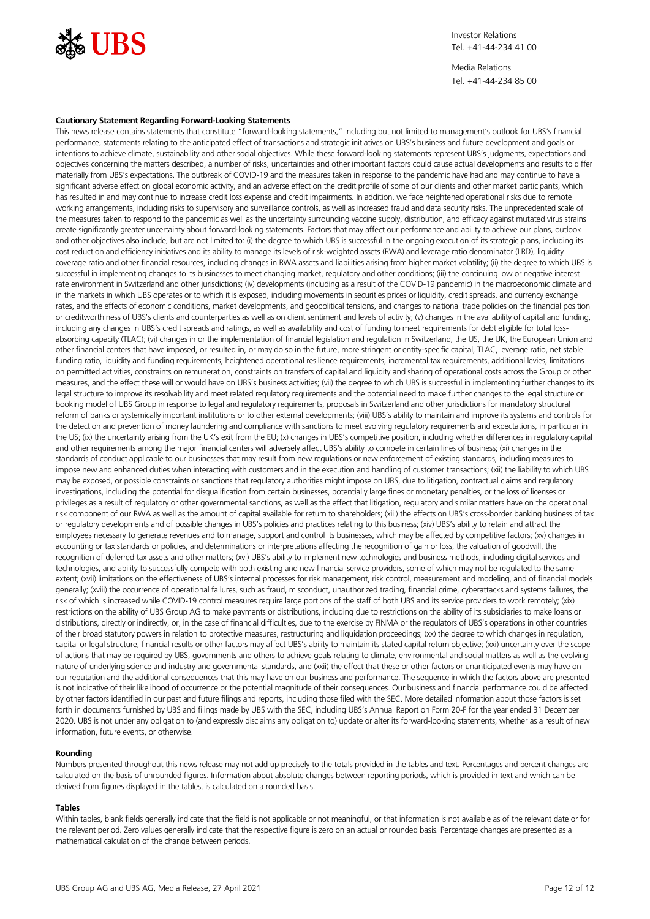Investor Relations
Tel. +41-44-234 41 00

Media Relations
Tel. +41-44-234 85 00

**Cautionary Statement Regarding Forward-Looking Statements**

This news release contains statements that constitute "forward-looking statements," including but not limited to management's outlook for UBS's financial performance, statements relating to the anticipated effect of transactions and strategic initiatives on UBS's business and future development and goals or intentions to achieve climate, sustainability and other social objectives. While these forward-looking statements represent UBS's judgments, expectations and objectives concerning the matters described, a number of risks, uncertainties and other important factors could cause actual developments and results to differ materially from UBS's expectations. The outbreak of COVID-19 and the measures taken in response to the pandemic have had and may continue to have a significant adverse effect on global economic activity, and an adverse effect on the credit profile of some of our clients and other market participants, which has resulted in and may continue to increase credit loss expense and credit impairments. In addition, we face heightened operational risks due to remote working arrangements, including risks to supervisory and surveillance controls, as well as increased fraud and data security risks. The unprecedented scale of the measures taken to respond to the pandemic as well as the uncertainty surrounding vaccine supply, distribution, and efficacy against mutated virus strains create significantly greater uncertainty about forward-looking statements. Factors that may affect our performance and ability to achieve our plans, outlook and other objectives also include, but are not limited to: (i) the degree to which UBS is successful in the ongoing execution of its strategic plans, including its cost reduction and efficiency initiatives and its ability to manage its levels of risk-weighted assets (RWA) and leverage ratio denominator (LRD), liquidity coverage ratio and other financial resources, including changes in RWA assets and liabilities arising from higher market volatility; (ii) the degree to which UBS is successful in implementing changes to its businesses to meet changing market, regulatory and other conditions; (iii) the continuing low or negative interest rate environment in Switzerland and other jurisdictions; (iv) developments (including as a result of the COVID-19 pandemic) in the macroeconomic climate and in the markets in which UBS operates or to which it is exposed, including movements in securities prices or liquidity, credit spreads, and currency exchange rates, and the effects of economic conditions, market developments, and geopolitical tensions, and changes to national trade policies on the financial position or creditworthiness of UBS's clients and counterparties as well as on client sentiment and levels of activity; (v) changes in the availability of capital and funding, including any changes in UBS's credit spreads and ratings, as well as availability and cost of funding to meet requirements for debt eligible for total loss-absorbing capacity (TLAC); (vi) changes in or the implementation of financial legislation and regulation in Switzerland, the US, the UK, the European Union and other financial centers that have imposed, or resulted in, or may do so in the future, more stringent or entity-specific capital, TLAC, leverage ratio, net stable funding ratio, liquidity and funding requirements, heightened operational resilience requirements, incremental tax requirements, additional levies, limitations on permitted activities, constraints on remuneration, constraints on transfers of capital and liquidity and sharing of operational costs across the Group or other measures, and the effect these will or would have on UBS's business activities; (vii) the degree to which UBS is successful in implementing further changes to its legal structure to improve its resolvability and meet related regulatory requirements and the potential need to make further changes to the legal structure or booking model of UBS Group in response to legal and regulatory requirements, proposals in Switzerland and other jurisdictions for mandatory structural reform of banks or systemically important institutions or to other external developments; (viii) UBS's ability to maintain and improve its systems and controls for the detection and prevention of money laundering and compliance with sanctions to meet evolving regulatory requirements and expectations, in particular in the US; (ix) the uncertainty arising from the UK's exit from the EU; (x) changes in UBS's competitive position, including whether differences in regulatory capital and other requirements among the major financial centers will adversely affect UBS's ability to compete in certain lines of business; (xi) changes in the standards of conduct applicable to our businesses that may result from new regulations or new enforcement of existing standards, including measures to impose new and enhanced duties when interacting with customers and in the execution and handling of customer transactions; (xii) the liability to which UBS may be exposed, or possible constraints or sanctions that regulatory authorities might impose on UBS, due to litigation, contractual claims and regulatory investigations, including the potential for disqualification from certain businesses, potentially large fines or monetary penalties, or the loss of licenses or privileges as a result of regulatory or other governmental sanctions, as well as the effect that litigation, regulatory and similar matters have on the operational risk component of our RWA as well as the amount of capital available for return to shareholders; (xiii) the effects on UBS's cross-border banking business of tax or regulatory developments and of possible changes in UBS's policies and practices relating to this business; (xiv) UBS's ability to retain and attract the employees necessary to generate revenues and to manage, support and control its businesses, which may be affected by competitive factors; (xv) changes in accounting or tax standards or policies, and determinations or interpretations affecting the recognition of gain or loss, the valuation of goodwill, the recognition of deferred tax assets and other matters; (xvi) UBS's ability to implement new technologies and business methods, including digital services and technologies, and ability to successfully compete with both existing and new financial service providers, some of which may not be regulated to the same extent; (xvii) limitations on the effectiveness of UBS's internal processes for risk management, risk control, measurement and modeling, and of financial models generally; (xviii) the occurrence of operational failures, such as fraud, misconduct, unauthorized trading, financial crime, cyberattacks and systems failures, the risk of which is increased while COVID-19 control measures require large portions of the staff of both UBS and its service providers to work remotely; (xix) restrictions on the ability of UBS Group AG to make payments or distributions, including due to restrictions on the ability of its subsidiaries to make loans or distributions, directly or indirectly, or, in the case of financial difficulties, due to the exercise by FINMA or the regulators of UBS's operations in other countries of their broad statutory powers in relation to protective measures, restructuring and liquidation proceedings; (xx) the degree to which changes in regulation, capital or legal structure, financial results or other factors may affect UBS's ability to maintain its stated capital return objective; (xxi) uncertainty over the scope of actions that may be required by UBS, governments and others to achieve goals relating to climate, environmental and social matters as well as the evolving nature of underlying science and industry and governmental standards, and (xxii) the effect that these or other factors or unanticipated events may have on our reputation and the additional consequences that this may have on our business and performance. The sequence in which the factors above are presented is not indicative of their likelihood of occurrence or the potential magnitude of their consequences. Our business and financial performance could be affected by other factors identified in our past and future filings and reports, including those filed with the SEC. More detailed information about those factors is set forth in documents furnished by UBS and filings made by UBS with the SEC, including UBS's Annual Report on Form 20-F for the year ended 31 December 2020. UBS is not under any obligation to (and expressly disclaims any obligation to) update or alter its forward-looking statements, whether as a result of new information, future events, or otherwise.

**Rounding**

Numbers presented throughout this news release may not add up precisely to the totals provided in the tables and text. Percentages and percent changes are calculated on the basis of unrounded figures. Information about absolute changes between reporting periods, which is provided in text and which can be derived from figures displayed in the tables, is calculated on a rounded basis.

**Tables**

Within tables, blank fields generally indicate that the field is not applicable or not meaningful, or that information is not available as of the relevant date or for the relevant period. Zero values generally indicate that the respective figure is zero on an actual or rounded basis. Percentage changes are presented as a mathematical calculation of the change between periods.